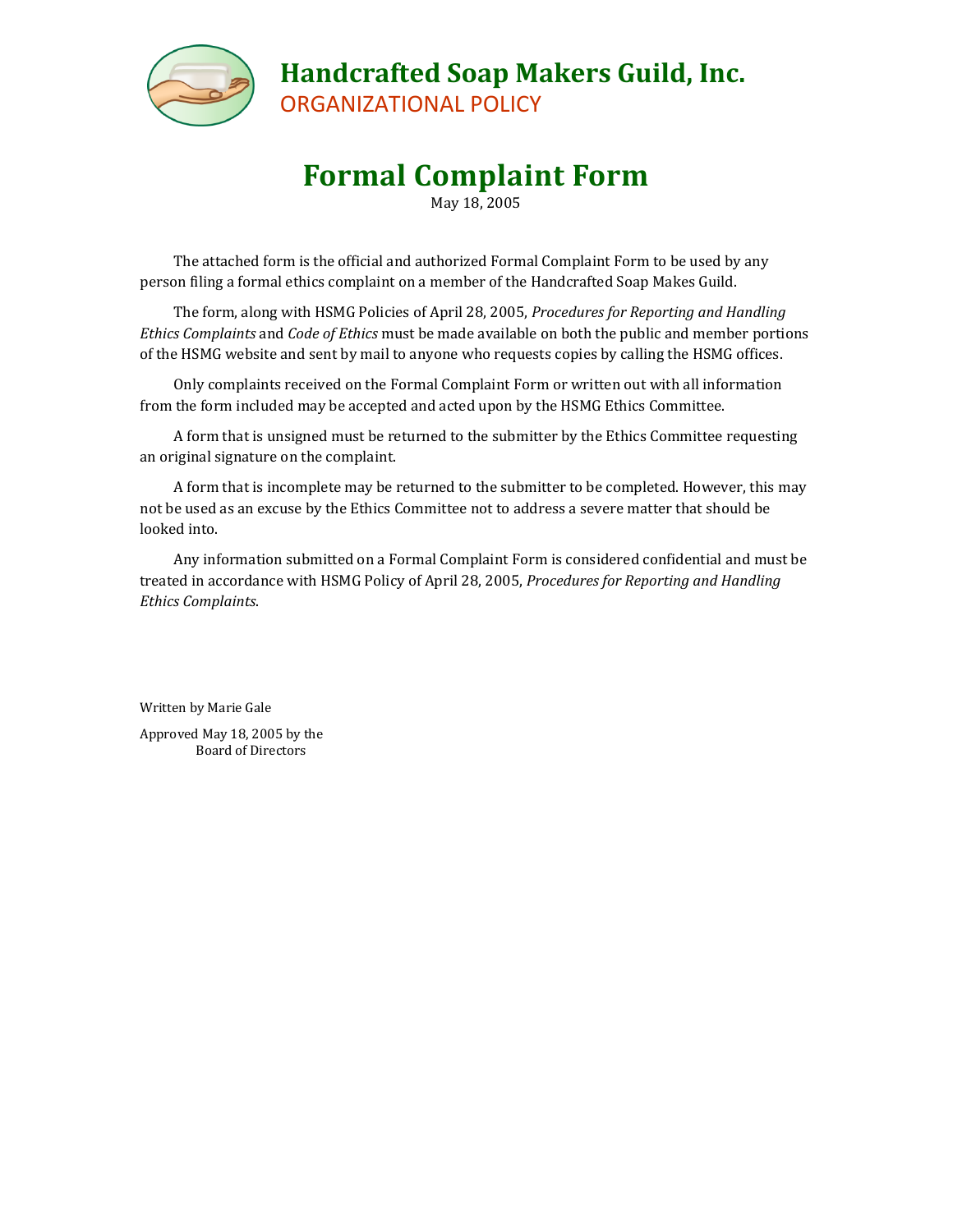# Handcrafted Soap Makers Guild, Inc.

ORGANIZATIONAL POLICY

## Formal Complaint Form

May 18, 2005

The attached form is the official and authorized Formal Complaint Form to be used by any person filing a formal ethics complaint on a member of the Handcrafted Soap Makes Guild.

The form, along with HSMG Policies of April 28, 2005, *Procedures for Reporting and Handling Ethics Complaints* and *Code of Ethics* must be made available on both the public and member portions of the HSMG website and sent by mail to anyone who requests copies by calling the HSMG offices.

Only complaints received on the Formal Complaint Form or written out with all information from the form included may be accepted and acted upon by the HSMG Ethics Committee.

A form that is unsigned must be returned to the submitter by the Ethics Committee requesting an original signature on the complaint.

A form that is incomplete may be returned to the submitter to be completed. However, this may not be used as an excuse by the Ethics Committee not to address a severe matter that should be looked into.

Any information submitted on a Formal Complaint Form is considered confidential and must be treated in accordance with HSMG Policy of April 28, 2005, *Procedures for Reporting and Handling Ethics Complaints*.

Written by Marie Gale

Approved May 18, 2005 by the
Board of Directors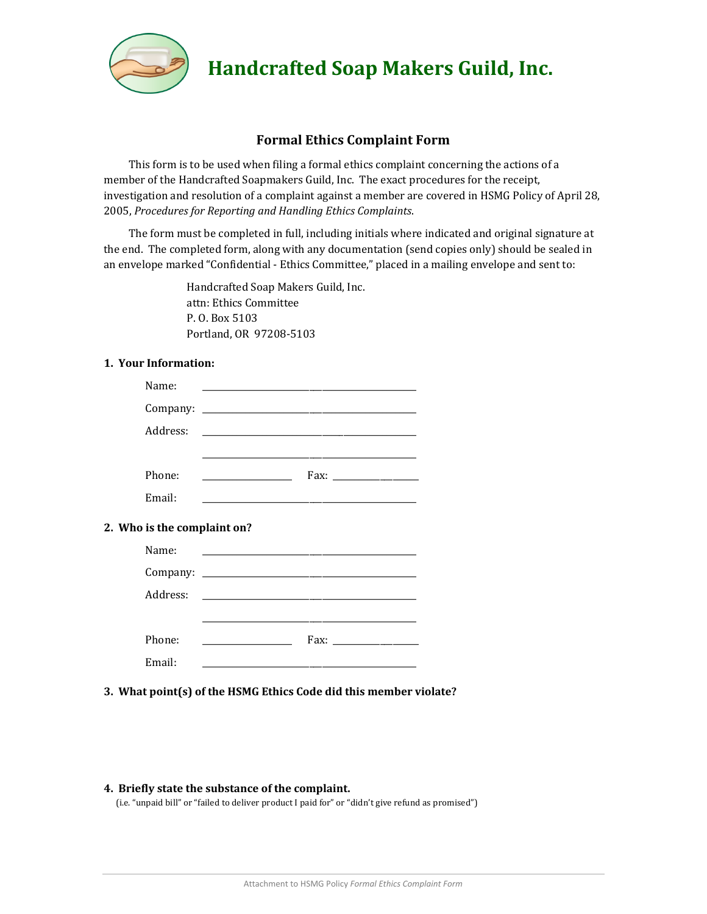# Handcrafted Soap Makers Guild, Inc.

## Formal Ethics Complaint Form

This form is to be used when filing a formal ethics complaint concerning the actions of a member of the Handcrafted Soapmakers Guild, Inc. The exact procedures for the receipt, investigation and resolution of a complaint against a member are covered in HSMG Policy of April 28, 2005, *Procedures for Reporting and Handling Ethics Complaints*.

The form must be completed in full, including initials where indicated and original signature at the end. The completed form, along with any documentation (send copies only) should be sealed in an envelope marked "Confidential - Ethics Committee," placed in a mailing envelope and sent to:

Handcrafted Soap Makers Guild, Inc.
attn: Ethics Committee
P. O. Box 5103
Portland, OR 97208-5103

**1. Your Information:**

Name: ______________________________________

Company: ______________________________________

Address: ______________________________________

______________________________________

Phone: _________________ Fax: _________________

Email: ______________________________________

**2. Who is the complaint on?**

Name: ______________________________________

Company: ______________________________________

Address: ______________________________________

______________________________________

Phone: _________________ Fax: _________________

Email: ______________________________________

**3. What point(s) of the HSMG Ethics Code did this member violate?**

**4. Briefly state the substance of the complaint.**

(i.e. "unpaid bill" or "failed to deliver product I paid for" or "didn't give refund as promised")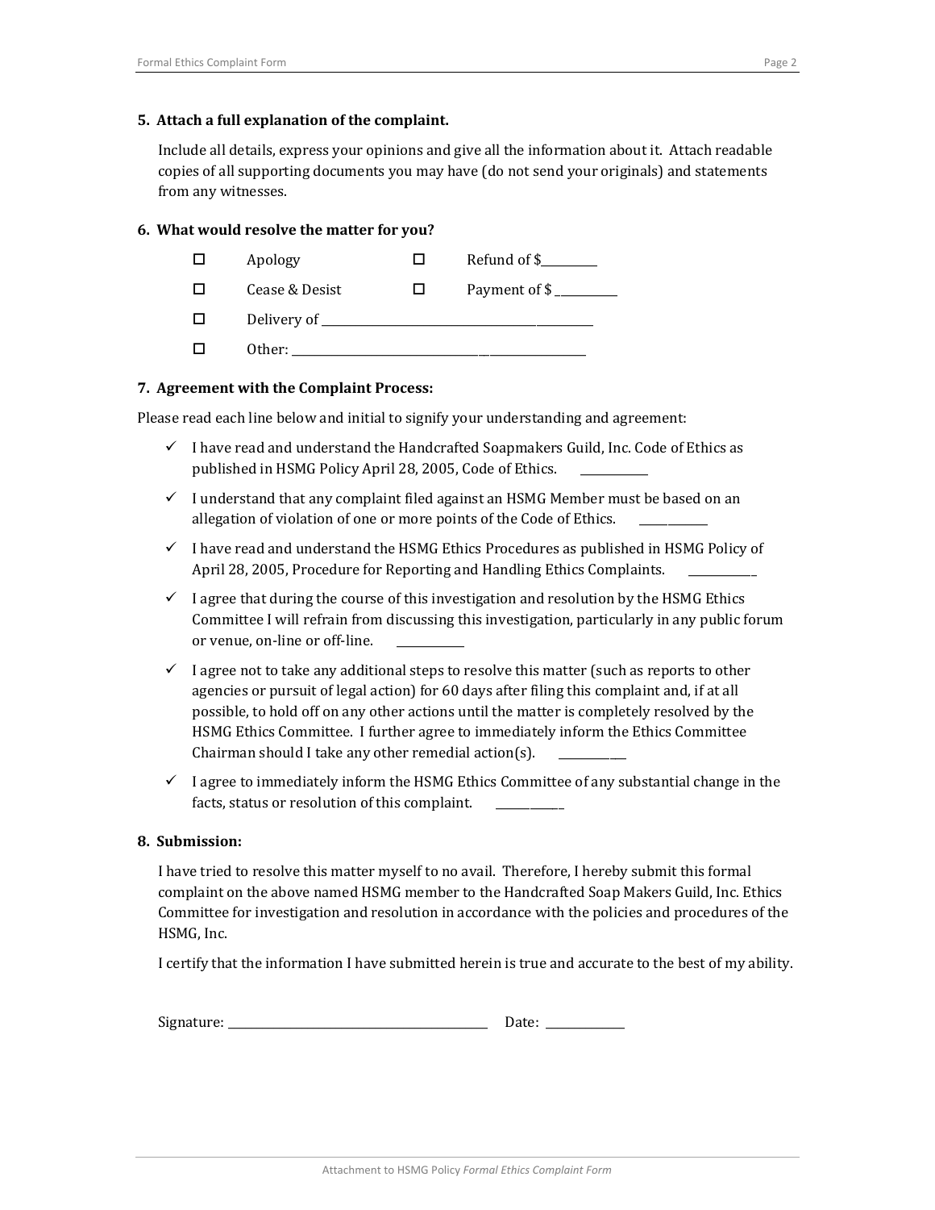**5. Attach a full explanation of the complaint.**

Include all details, express your opinions and give all the information about it. Attach readable copies of all supporting documents you may have (do not send your originals) and statements from any witnesses.

**6. What would resolve the matter for you?**

- ☐ Apology ☐ Refund of $_________
- ☐ Cease & Desist ☐ Payment of $ __________
- ☐ Delivery of ___________________________________________
- ☐ Other: ___________________________________________

**7. Agreement with the Complaint Process:**

Please read each line below and initial to signify your understanding and agreement:

- ✓ I have read and understand the Handcrafted Soapmakers Guild, Inc. Code of Ethics as published in HSMG Policy April 28, 2005, Code of Ethics. ___________
- ✓ I understand that any complaint filed against an HSMG Member must be based on an allegation of violation of one or more points of the Code of Ethics. ___________
- ✓ I have read and understand the HSMG Ethics Procedures as published in HSMG Policy of April 28, 2005, Procedure for Reporting and Handling Ethics Complaints. ___________
- ✓ I agree that during the course of this investigation and resolution by the HSMG Ethics Committee I will refrain from discussing this investigation, particularly in any public forum or venue, on-line or off-line. ___________
- ✓ I agree not to take any additional steps to resolve this matter (such as reports to other agencies or pursuit of legal action) for 60 days after filing this complaint and, if at all possible, to hold off on any other actions until the matter is completely resolved by the HSMG Ethics Committee. I further agree to immediately inform the Ethics Committee Chairman should I take any other remedial action(s). ___________
- ✓ I agree to immediately inform the HSMG Ethics Committee of any substantial change in the facts, status or resolution of this complaint. ___________

**8. Submission:**

I have tried to resolve this matter myself to no avail. Therefore, I hereby submit this formal complaint on the above named HSMG member to the Handcrafted Soap Makers Guild, Inc. Ethics Committee for investigation and resolution in accordance with the policies and procedures of the HSMG, Inc.

I certify that the information I have submitted herein is true and accurate to the best of my ability.

Signature: ___________________________________________ Date: ____________